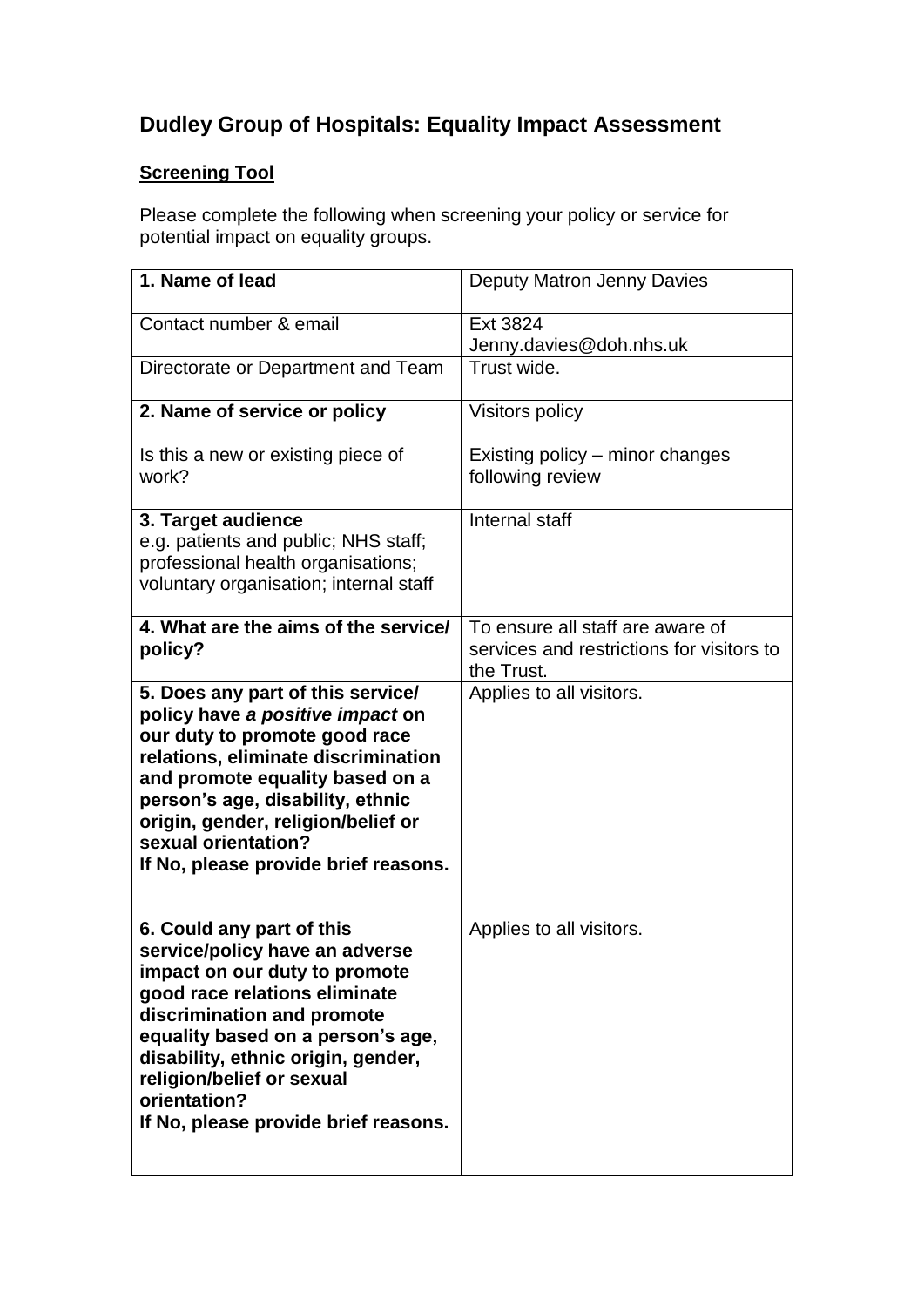# Dudley Group of Hospitals: Equality Impact Assessment

**Screening Tool**

Please complete the following when screening your policy or service for potential impact on equality groups.

| | |
|---|---|
| **1. Name of lead** | Deputy Matron Jenny Davies |
| Contact number & email | Ext 3824<br>Jenny.davies@doh.nhs.uk |
| Directorate or Department and Team | Trust wide. |
| **2. Name of service or policy** | Visitors policy |
| Is this a new or existing piece of work? | Existing policy – minor changes following review |
| **3. Target audience**<br>e.g. patients and public; NHS staff; professional health organisations; voluntary organisation; internal staff | Internal staff |
| **4. What are the aims of the service/ policy?** | To ensure all staff are aware of services and restrictions for visitors to the Trust. |
| **5. Does any part of this service/ policy have *a positive impact* on our duty to promote good race relations, eliminate discrimination and promote equality based on a person's age, disability, ethnic origin, gender, religion/belief or sexual orientation?**<br>**If No, please provide brief reasons.** | Applies to all visitors. |
| **6. Could any part of this service/policy have an adverse impact on our duty to promote good race relations eliminate discrimination and promote equality based on a person's age, disability, ethnic origin, gender, religion/belief or sexual orientation?**<br>**If No, please provide brief reasons.** | Applies to all visitors. |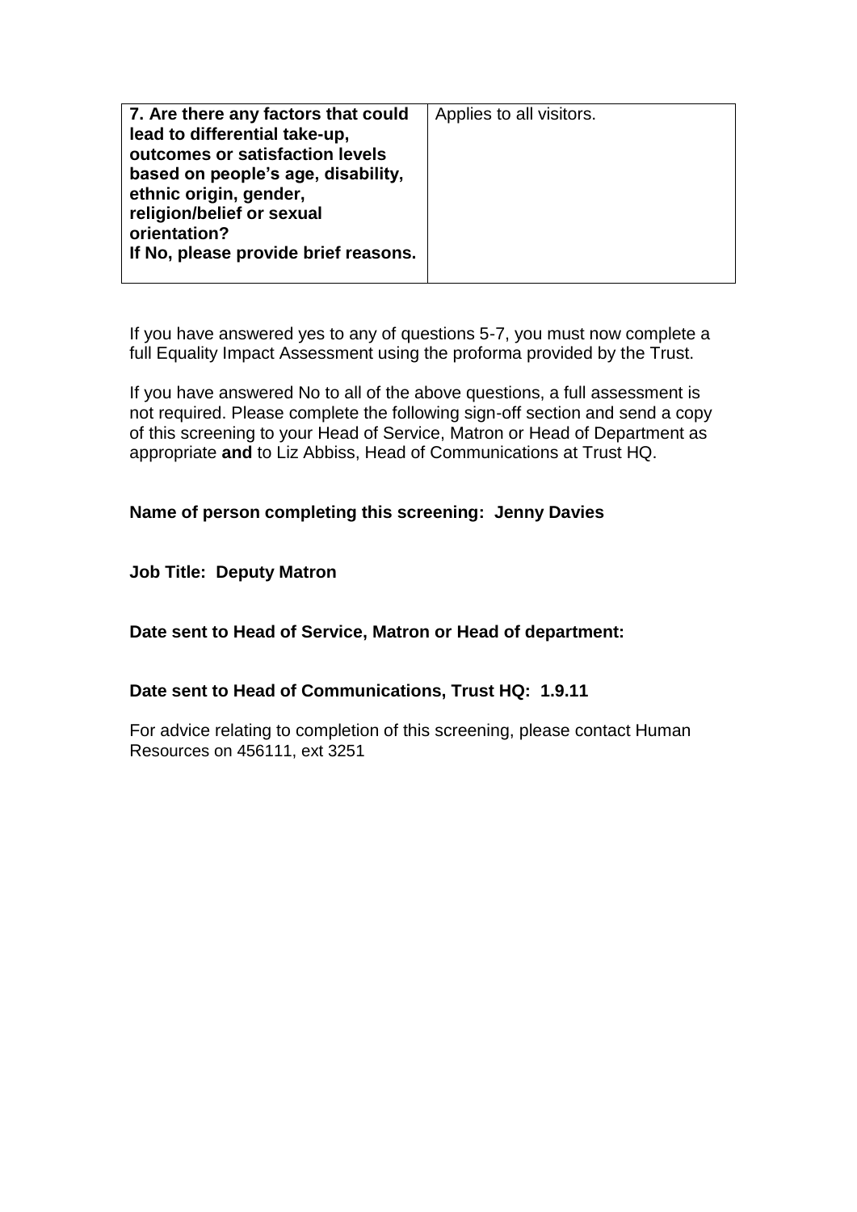| | |
|---|---|
| **7. Are there any factors that could lead to differential take-up, outcomes or satisfaction levels based on people's age, disability, ethnic origin, gender, religion/belief or sexual orientation? If No, please provide brief reasons.** | Applies to all visitors. |

If you have answered yes to any of questions 5-7, you must now complete a full Equality Impact Assessment using the proforma provided by the Trust.

If you have answered No to all of the above questions, a full assessment is not required. Please complete the following sign-off section and send a copy of this screening to your Head of Service, Matron or Head of Department as appropriate **and** to Liz Abbiss, Head of Communications at Trust HQ.

**Name of person completing this screening: Jenny Davies**

**Job Title: Deputy Matron**

**Date sent to Head of Service, Matron or Head of department:**

**Date sent to Head of Communications, Trust HQ: 1.9.11**

For advice relating to completion of this screening, please contact Human Resources on 456111, ext 3251